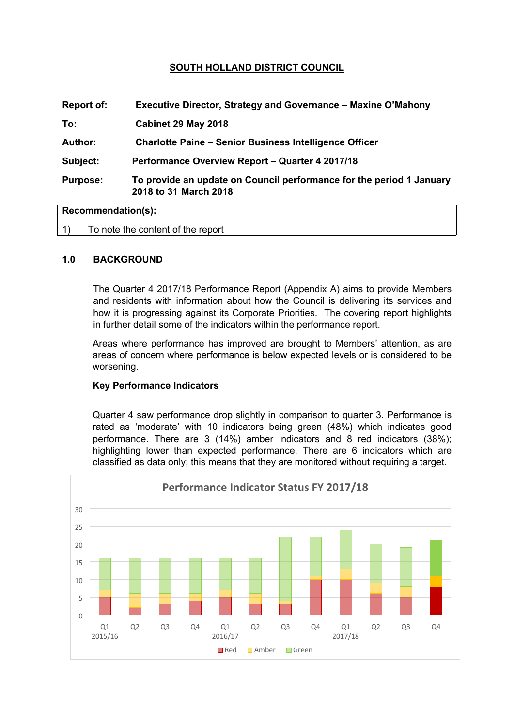# SOUTH HOLLAND DISTRICT COUNCIL

| | |
|---|---|
| **Report of:** | **Executive Director, Strategy and Governance – Maxine O'Mahony** |
| **To:** | **Cabinet 29 May 2018** |
| **Author:** | **Charlotte Paine – Senior Business Intelligence Officer** |
| **Subject:** | **Performance Overview Report – Quarter 4 2017/18** |
| **Purpose:** | **To provide an update on Council performance for the period 1 January 2018 to 31 March 2018** |

| **Recommendation(s):** |
|---|
| 1) To note the content of the report |

## 1.0 BACKGROUND

The Quarter 4 2017/18 Performance Report (Appendix A) aims to provide Members and residents with information about how the Council is delivering its services and how it is progressing against its Corporate Priorities. The covering report highlights in further detail some of the indicators within the performance report.

Areas where performance has improved are brought to Members' attention, as are areas of concern where performance is below expected levels or is considered to be worsening.

### Key Performance Indicators

Quarter 4 saw performance drop slightly in comparison to quarter 3. Performance is rated as 'moderate' with 10 indicators being green (48%) which indicates good performance. There are 3 (14%) amber indicators and 8 red indicators (38%); highlighting lower than expected performance. There are 6 indicators which are classified as data only; this means that they are monitored without requiring a target.

**Performance Indicator Status FY 2017/18**

| | Q1 2015/16 | Q2 | Q3 | Q4 | Q1 2016/17 | Q2 | Q3 | Q4 | Q1 2017/18 | Q2 | Q3 | Q4 |
|---|---|---|---|---|---|---|---|---|---|---|---|---|
| Red | 5 | 2 | 3 | 4 | 5 | 3 | 3 | 10 | 10 | 6 | 5 | 8 |
| Amber | 2 | 4 | 3 | 2 | 2 | 3 | 1 | 1 | 3 | 3 | 3 | 3 |
| Green | 9 | 10 | 10 | 10 | 9 | 10 | 18 | 11 | 11 | 11 | 11 | 10 |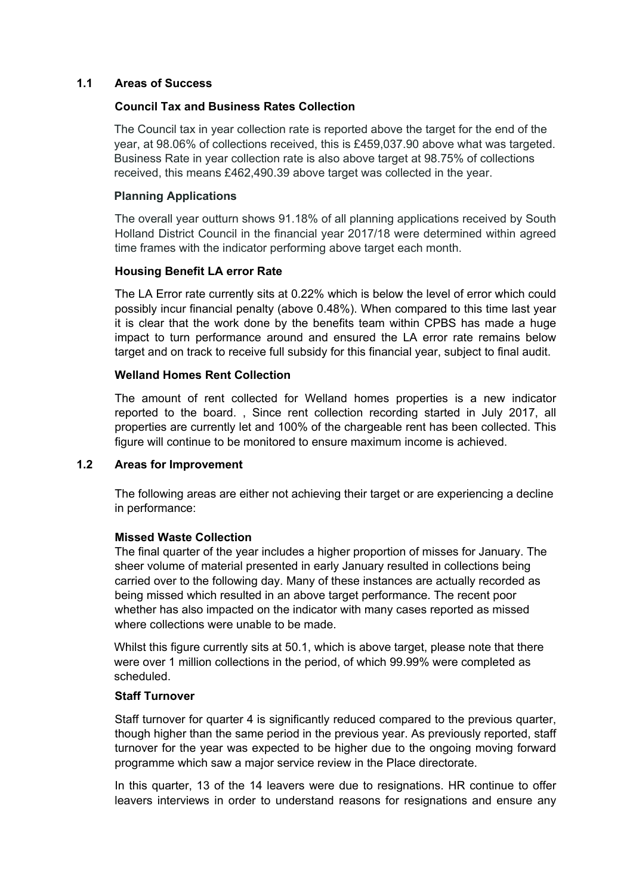## 1.1 Areas of Success

### Council Tax and Business Rates Collection

The Council tax in year collection rate is reported above the target for the end of the year, at 98.06% of collections received, this is £459,037.90 above what was targeted. Business Rate in year collection rate is also above target at 98.75% of collections received, this means £462,490.39 above target was collected in the year.

### Planning Applications

The overall year outturn shows 91.18% of all planning applications received by South Holland District Council in the financial year 2017/18 were determined within agreed time frames with the indicator performing above target each month.

### Housing Benefit LA error Rate

The LA Error rate currently sits at 0.22% which is below the level of error which could possibly incur financial penalty (above 0.48%). When compared to this time last year it is clear that the work done by the benefits team within CPBS has made a huge impact to turn performance around and ensured the LA error rate remains below target and on track to receive full subsidy for this financial year, subject to final audit.

### Welland Homes Rent Collection

The amount of rent collected for Welland homes properties is a new indicator reported to the board. , Since rent collection recording started in July 2017, all properties are currently let and 100% of the chargeable rent has been collected. This figure will continue to be monitored to ensure maximum income is achieved.

## 1.2 Areas for Improvement

The following areas are either not achieving their target or are experiencing a decline in performance:

### Missed Waste Collection

The final quarter of the year includes a higher proportion of misses for January. The sheer volume of material presented in early January resulted in collections being carried over to the following day. Many of these instances are actually recorded as being missed which resulted in an above target performance. The recent poor whether has also impacted on the indicator with many cases reported as missed where collections were unable to be made.

Whilst this figure currently sits at 50.1, which is above target, please note that there were over 1 million collections in the period, of which 99.99% were completed as scheduled.

### Staff Turnover

Staff turnover for quarter 4 is significantly reduced compared to the previous quarter, though higher than the same period in the previous year. As previously reported, staff turnover for the year was expected to be higher due to the ongoing moving forward programme which saw a major service review in the Place directorate.

In this quarter, 13 of the 14 leavers were due to resignations. HR continue to offer leavers interviews in order to understand reasons for resignations and ensure any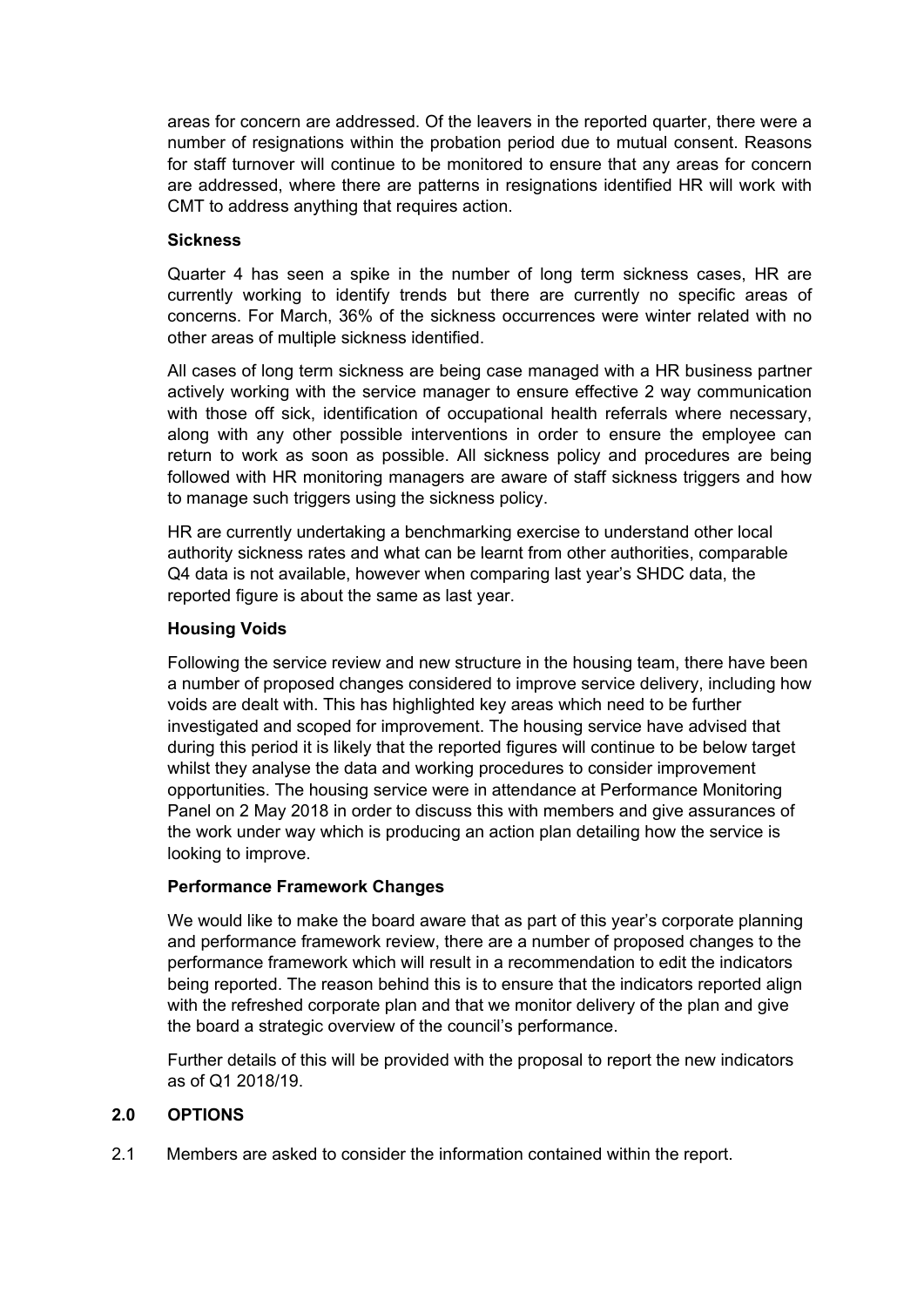areas for concern are addressed. Of the leavers in the reported quarter, there were a number of resignations within the probation period due to mutual consent. Reasons for staff turnover will continue to be monitored to ensure that any areas for concern are addressed, where there are patterns in resignations identified HR will work with CMT to address anything that requires action.

**Sickness**

Quarter 4 has seen a spike in the number of long term sickness cases, HR are currently working to identify trends but there are currently no specific areas of concerns. For March, 36% of the sickness occurrences were winter related with no other areas of multiple sickness identified.

All cases of long term sickness are being case managed with a HR business partner actively working with the service manager to ensure effective 2 way communication with those off sick, identification of occupational health referrals where necessary, along with any other possible interventions in order to ensure the employee can return to work as soon as possible. All sickness policy and procedures are being followed with HR monitoring managers are aware of staff sickness triggers and how to manage such triggers using the sickness policy.

HR are currently undertaking a benchmarking exercise to understand other local authority sickness rates and what can be learnt from other authorities, comparable Q4 data is not available, however when comparing last year's SHDC data, the reported figure is about the same as last year.

**Housing Voids**

Following the service review and new structure in the housing team, there have been a number of proposed changes considered to improve service delivery, including how voids are dealt with. This has highlighted key areas which need to be further investigated and scoped for improvement. The housing service have advised that during this period it is likely that the reported figures will continue to be below target whilst they analyse the data and working procedures to consider improvement opportunities. The housing service were in attendance at Performance Monitoring Panel on 2 May 2018 in order to discuss this with members and give assurances of the work under way which is producing an action plan detailing how the service is looking to improve.

**Performance Framework Changes**

We would like to make the board aware that as part of this year's corporate planning and performance framework review, there are a number of proposed changes to the performance framework which will result in a recommendation to edit the indicators being reported. The reason behind this is to ensure that the indicators reported align with the refreshed corporate plan and that we monitor delivery of the plan and give the board a strategic overview of the council's performance.

Further details of this will be provided with the proposal to report the new indicators as of Q1 2018/19.

## 2.0 OPTIONS

2.1 Members are asked to consider the information contained within the report.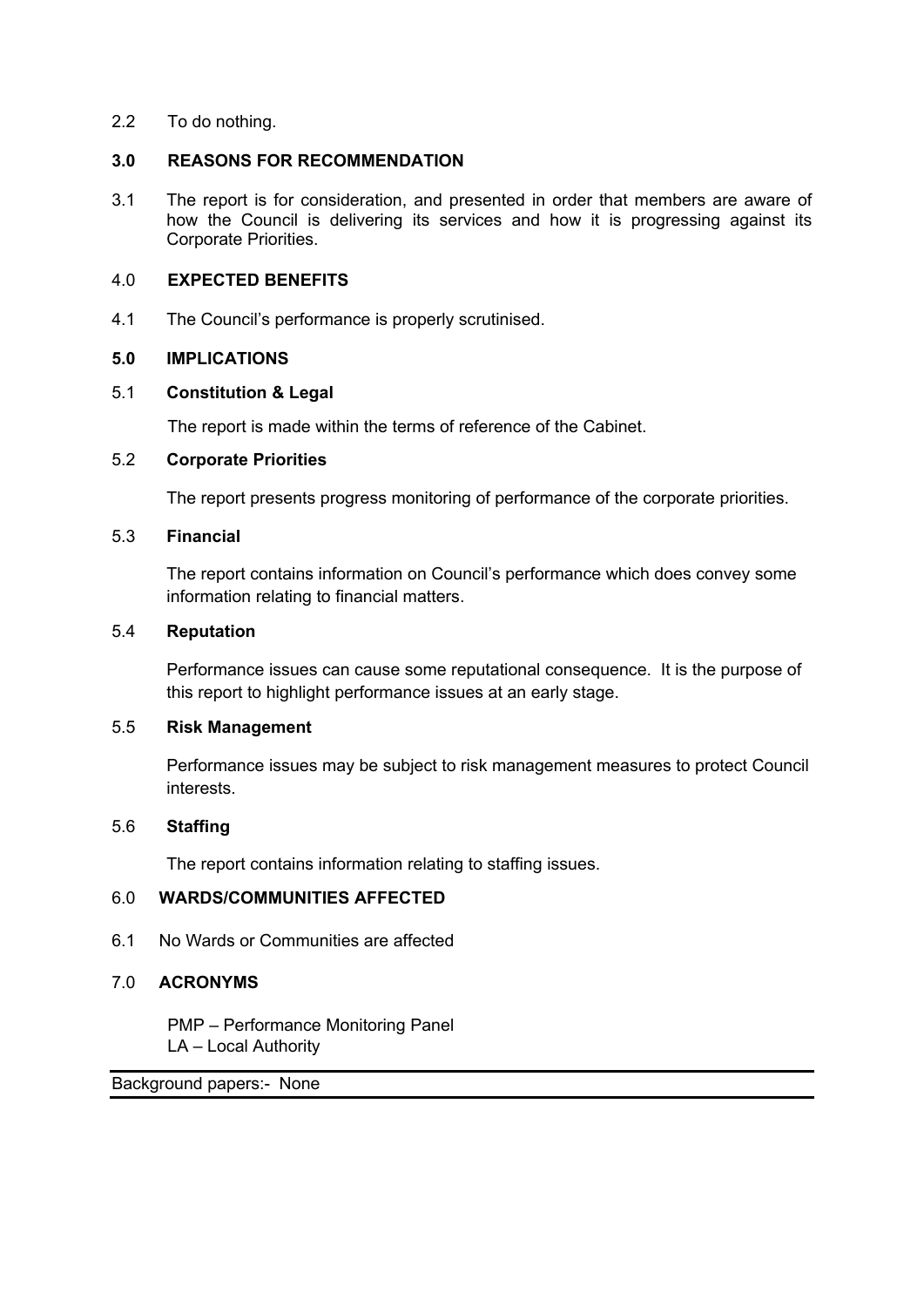2.2 To do nothing.

## 3.0 REASONS FOR RECOMMENDATION

3.1 The report is for consideration, and presented in order that members are aware of how the Council is delivering its services and how it is progressing against its Corporate Priorities.

## 4.0 EXPECTED BENEFITS

4.1 The Council's performance is properly scrutinised.

## 5.0 IMPLICATIONS

### 5.1 Constitution & Legal

The report is made within the terms of reference of the Cabinet.

### 5.2 Corporate Priorities

The report presents progress monitoring of performance of the corporate priorities.

### 5.3 Financial

The report contains information on Council's performance which does convey some information relating to financial matters.

### 5.4 Reputation

Performance issues can cause some reputational consequence. It is the purpose of this report to highlight performance issues at an early stage.

### 5.5 Risk Management

Performance issues may be subject to risk management measures to protect Council interests.

### 5.6 Staffing

The report contains information relating to staffing issues.

## 6.0 WARDS/COMMUNITIES AFFECTED

6.1 No Wards or Communities are affected

## 7.0 ACRONYMS

PMP – Performance Monitoring Panel
LA – Local Authority

---

Background papers:- None

---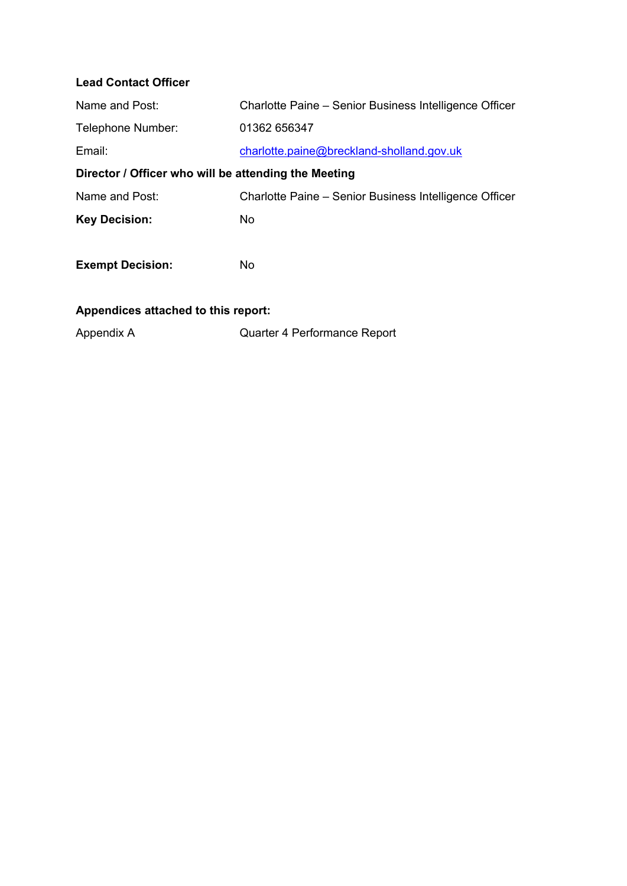**Lead Contact Officer**

| | |
|---|---|
| Name and Post: | Charlotte Paine – Senior Business Intelligence Officer |
| Telephone Number: | 01362 656347 |
| Email: | charlotte.paine@breckland-sholland.gov.uk |

**Director / Officer who will be attending the Meeting**

| | |
|---|---|
| Name and Post: | Charlotte Paine – Senior Business Intelligence Officer |
| **Key Decision:** | No |
| **Exempt Decision:** | No |

**Appendices attached to this report:**

| | |
|---|---|
| Appendix A | Quarter 4 Performance Report |